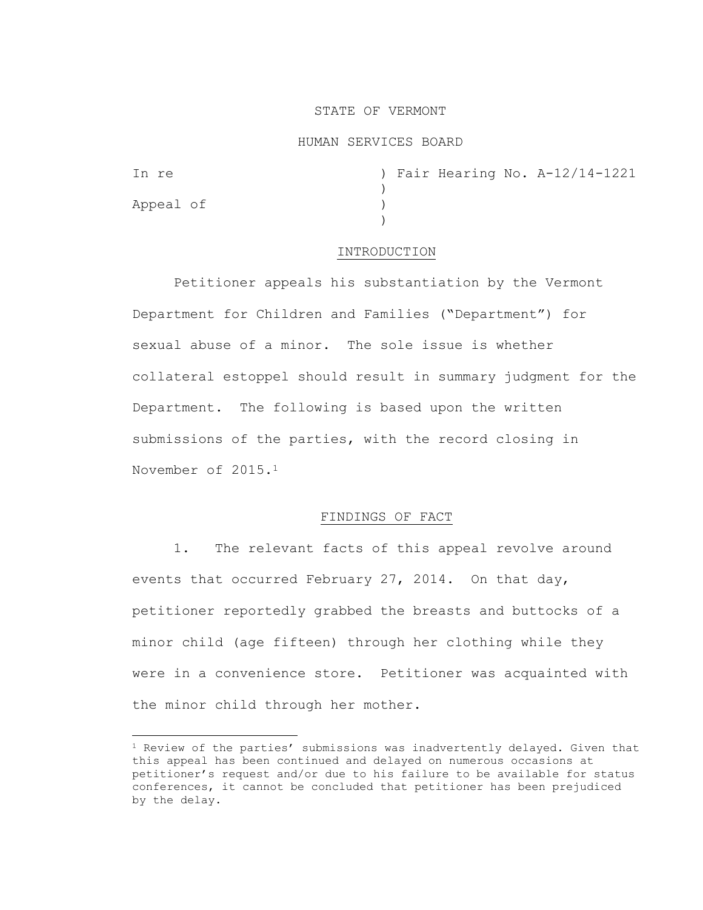STATE OF VERMONT

HUMAN SERVICES BOARD

```
In re                       ) Fair Hearing No. A-12/14-1221
                            )
Appeal of                   )
                            )
```

## INTRODUCTION

Petitioner appeals his substantiation by the Vermont Department for Children and Families ("Department") for sexual abuse of a minor. The sole issue is whether collateral estoppel should result in summary judgment for the Department. The following is based upon the written submissions of the parties, with the record closing in November of 2015.[1]

## FINDINGS OF FACT

1. The relevant facts of this appeal revolve around events that occurred February 27, 2014. On that day, petitioner reportedly grabbed the breasts and buttocks of a minor child (age fifteen) through her clothing while they were in a convenience store. Petitioner was acquainted with the minor child through her mother.

---

[1] Review of the parties' submissions was inadvertently delayed. Given that this appeal has been continued and delayed on numerous occasions at petitioner's request and/or due to his failure to be available for status conferences, it cannot be concluded that petitioner has been prejudiced by the delay.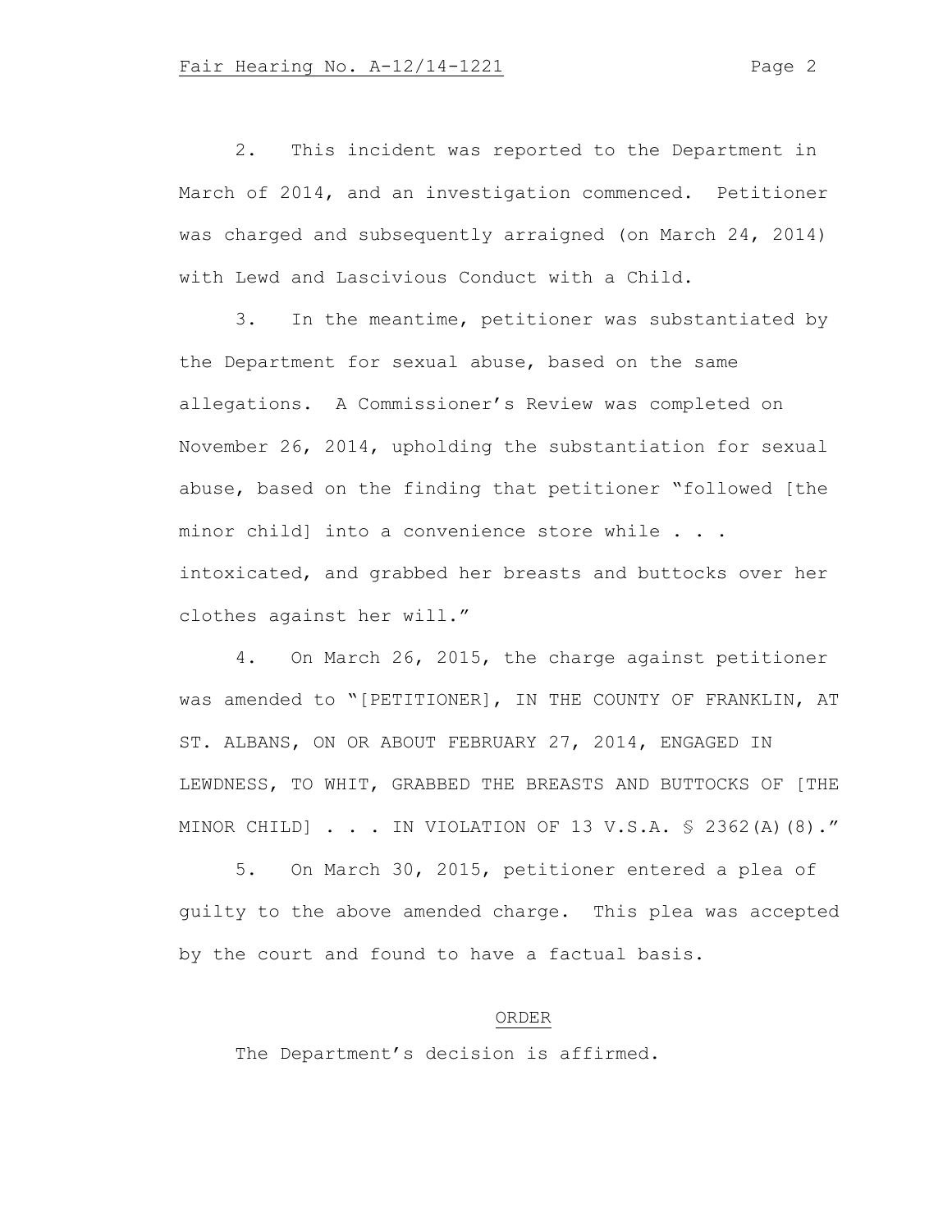2. This incident was reported to the Department in March of 2014, and an investigation commenced. Petitioner was charged and subsequently arraigned (on March 24, 2014) with Lewd and Lascivious Conduct with a Child.

3. In the meantime, petitioner was substantiated by the Department for sexual abuse, based on the same allegations. A Commissioner's Review was completed on November 26, 2014, upholding the substantiation for sexual abuse, based on the finding that petitioner "followed [the minor child] into a convenience store while . . . intoxicated, and grabbed her breasts and buttocks over her clothes against her will."

4. On March 26, 2015, the charge against petitioner was amended to "[PETITIONER], IN THE COUNTY OF FRANKLIN, AT ST. ALBANS, ON OR ABOUT FEBRUARY 27, 2014, ENGAGED IN LEWDNESS, TO WHIT, GRABBED THE BREASTS AND BUTTOCKS OF [THE MINOR CHILD] . . . IN VIOLATION OF 13 V.S.A. § 2362(A)(8)."

5. On March 30, 2015, petitioner entered a plea of guilty to the above amended charge. This plea was accepted by the court and found to have a factual basis.

## ORDER

The Department's decision is affirmed.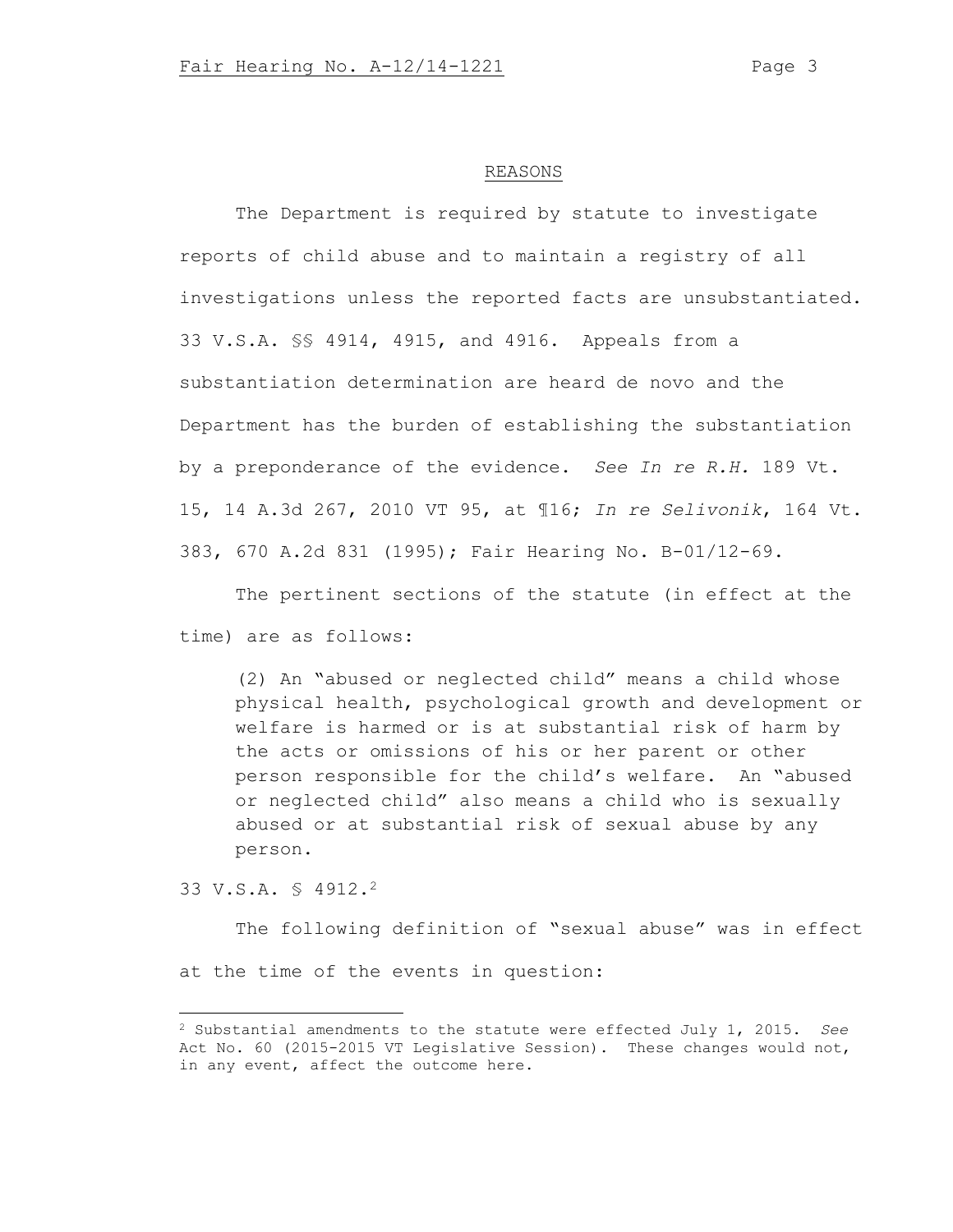## REASONS

The Department is required by statute to investigate reports of child abuse and to maintain a registry of all investigations unless the reported facts are unsubstantiated. 33 V.S.A. §§ 4914, 4915, and 4916. Appeals from a substantiation determination are heard de novo and the Department has the burden of establishing the substantiation by a preponderance of the evidence. *See In re R.H.* 189 Vt. 15, 14 A.3d 267, 2010 VT 95, at ¶16; *In re Selivonik*, 164 Vt. 383, 670 A.2d 831 (1995); Fair Hearing No. B-01/12-69.

The pertinent sections of the statute (in effect at the time) are as follows:

> (2) An "abused or neglected child" means a child whose physical health, psychological growth and development or welfare is harmed or is at substantial risk of harm by the acts or omissions of his or her parent or other person responsible for the child's welfare. An "abused or neglected child" also means a child who is sexually abused or at substantial risk of sexual abuse by any person.

33 V.S.A. § 4912.[2]

The following definition of "sexual abuse" was in effect at the time of the events in question:

---

[2] Substantial amendments to the statute were effected July 1, 2015. *See* Act No. 60 (2015-2015 VT Legislative Session). These changes would not, in any event, affect the outcome here.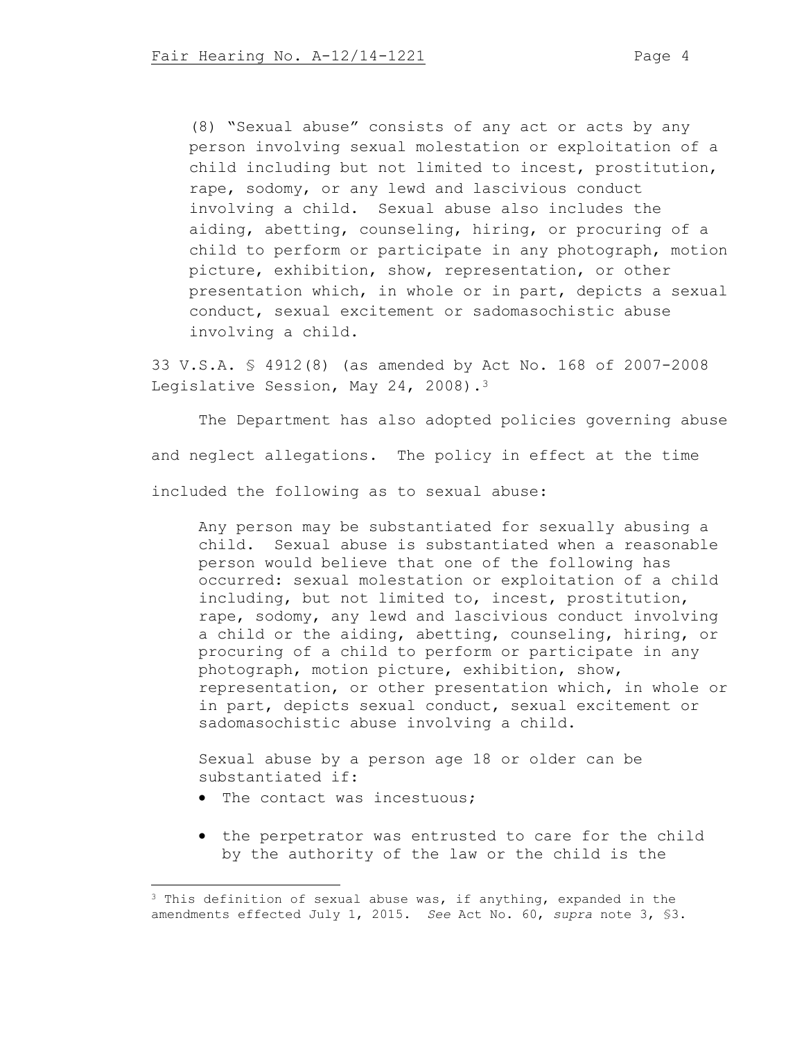> (8) "Sexual abuse" consists of any act or acts by any person involving sexual molestation or exploitation of a child including but not limited to incest, prostitution, rape, sodomy, or any lewd and lascivious conduct involving a child. Sexual abuse also includes the aiding, abetting, counseling, hiring, or procuring of a child to perform or participate in any photograph, motion picture, exhibition, show, representation, or other presentation which, in whole or in part, depicts a sexual conduct, sexual excitement or sadomasochistic abuse involving a child.

33 V.S.A. § 4912(8) (as amended by Act No. 168 of 2007-2008 Legislative Session, May 24, 2008).[3]

The Department has also adopted policies governing abuse and neglect allegations. The policy in effect at the time included the following as to sexual abuse:

> Any person may be substantiated for sexually abusing a child. Sexual abuse is substantiated when a reasonable person would believe that one of the following has occurred: sexual molestation or exploitation of a child including, but not limited to, incest, prostitution, rape, sodomy, any lewd and lascivious conduct involving a child or the aiding, abetting, counseling, hiring, or procuring of a child to perform or participate in any photograph, motion picture, exhibition, show, representation, or other presentation which, in whole or in part, depicts sexual conduct, sexual excitement or sadomasochistic abuse involving a child.
>
> Sexual abuse by a person age 18 or older can be substantiated if:
>
> - The contact was incestuous;
> - the perpetrator was entrusted to care for the child by the authority of the law or the child is the

[3] This definition of sexual abuse was, if anything, expanded in the amendments effected July 1, 2015. *See* Act No. 60, *supra* note 3, §3.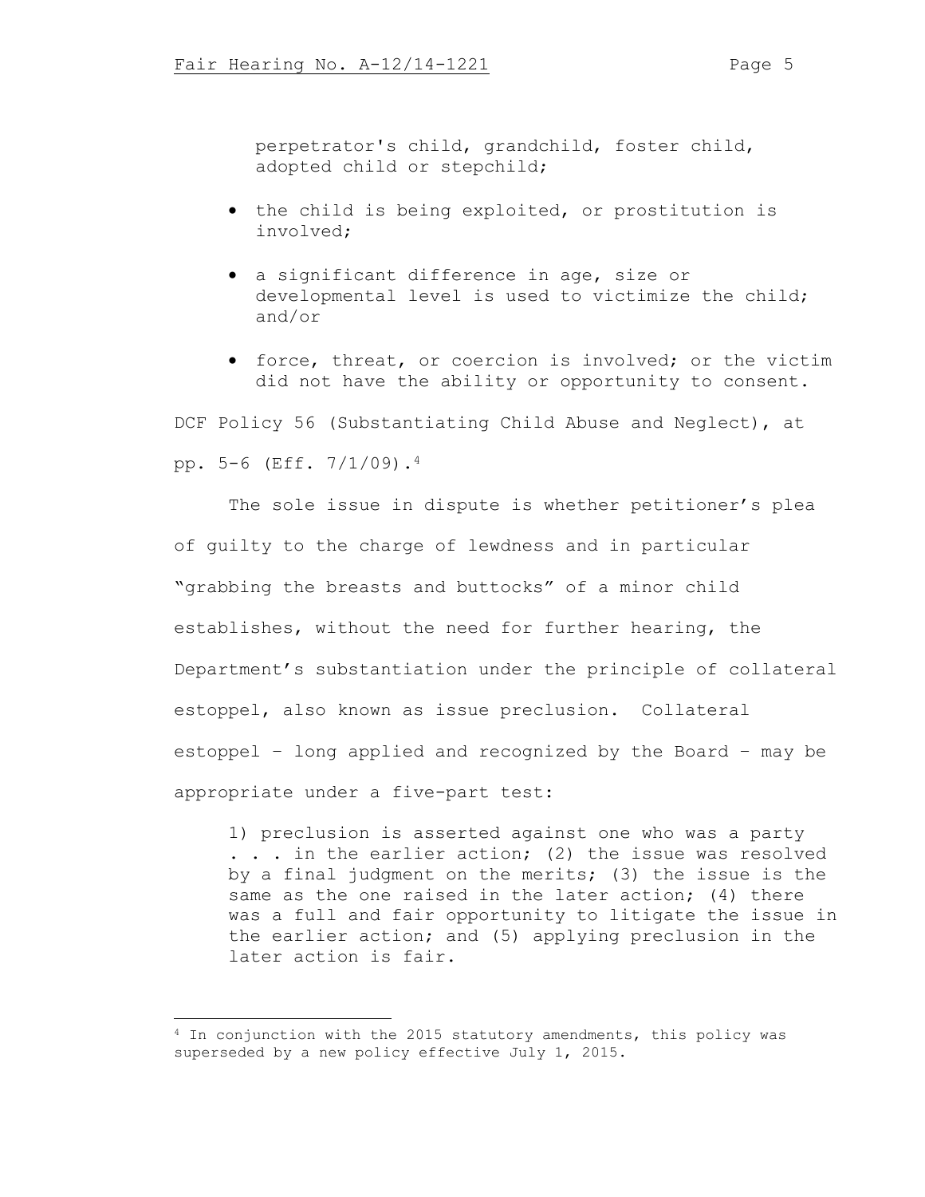perpetrator's child, grandchild, foster child, adopted child or stepchild;

- the child is being exploited, or prostitution is involved;
- a significant difference in age, size or developmental level is used to victimize the child; and/or
- force, threat, or coercion is involved; or the victim did not have the ability or opportunity to consent.

DCF Policy 56 (Substantiating Child Abuse and Neglect), at pp. 5-6 (Eff. 7/1/09).[4]

The sole issue in dispute is whether petitioner's plea of guilty to the charge of lewdness and in particular "grabbing the breasts and buttocks" of a minor child establishes, without the need for further hearing, the Department's substantiation under the principle of collateral estoppel, also known as issue preclusion. Collateral estoppel – long applied and recognized by the Board – may be appropriate under a five-part test:

> 1) preclusion is asserted against one who was a party . . . in the earlier action; (2) the issue was resolved by a final judgment on the merits; (3) the issue is the same as the one raised in the later action; (4) there was a full and fair opportunity to litigate the issue in the earlier action; and (5) applying preclusion in the later action is fair.

[4] In conjunction with the 2015 statutory amendments, this policy was superseded by a new policy effective July 1, 2015.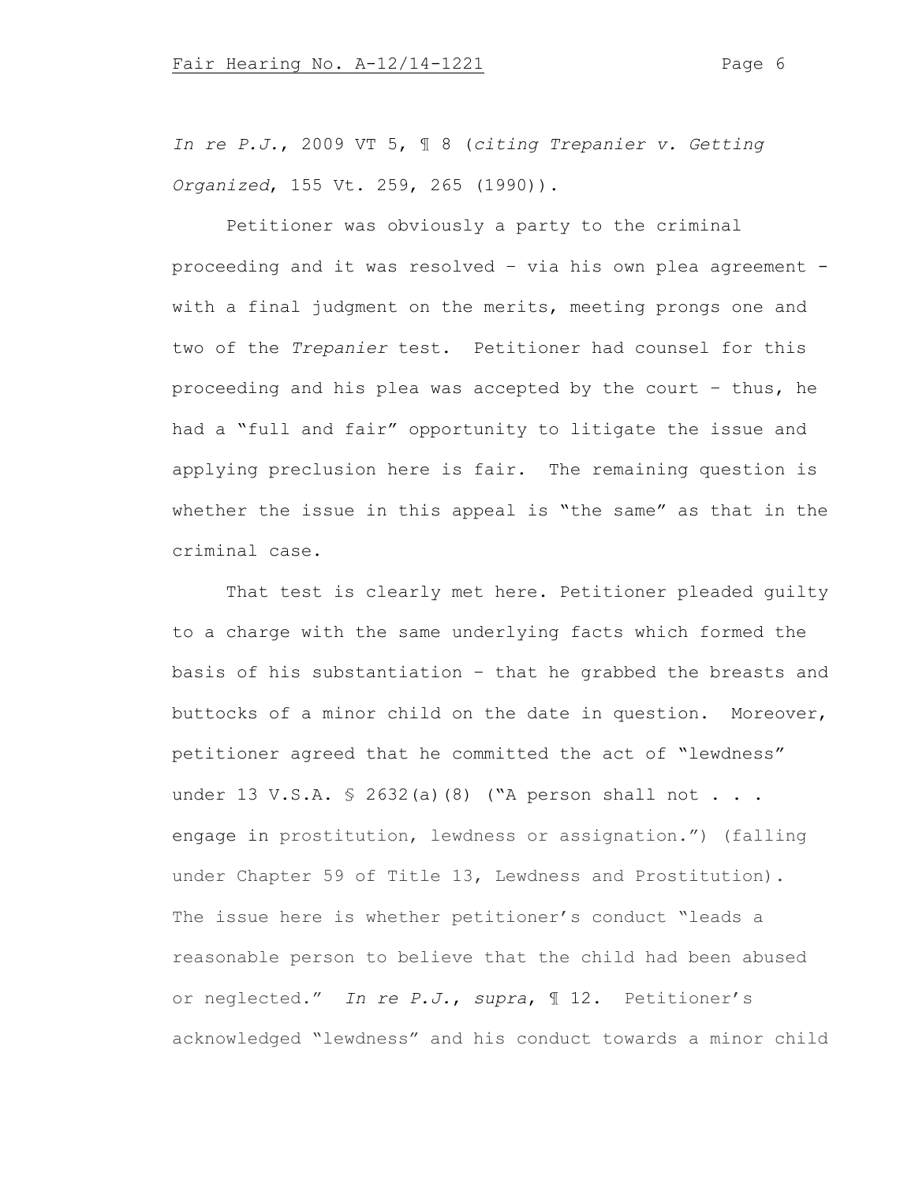*In re P.J.*, 2009 VT 5, ¶ 8 (*citing Trepanier v. Getting Organized*, 155 Vt. 259, 265 (1990)).

Petitioner was obviously a party to the criminal proceeding and it was resolved – via his own plea agreement - with a final judgment on the merits, meeting prongs one and two of the *Trepanier* test. Petitioner had counsel for this proceeding and his plea was accepted by the court – thus, he had a "full and fair" opportunity to litigate the issue and applying preclusion here is fair. The remaining question is whether the issue in this appeal is "the same" as that in the criminal case.

That test is clearly met here. Petitioner pleaded guilty to a charge with the same underlying facts which formed the basis of his substantiation – that he grabbed the breasts and buttocks of a minor child on the date in question. Moreover, petitioner agreed that he committed the act of "lewdness" under 13 V.S.A. § 2632(a)(8) ("A person shall not . . . engage in prostitution, lewdness or assignation.") (falling under Chapter 59 of Title 13, Lewdness and Prostitution). The issue here is whether petitioner's conduct "leads a reasonable person to believe that the child had been abused or neglected." *In re P.J.*, *supra*, ¶ 12. Petitioner's acknowledged "lewdness" and his conduct towards a minor child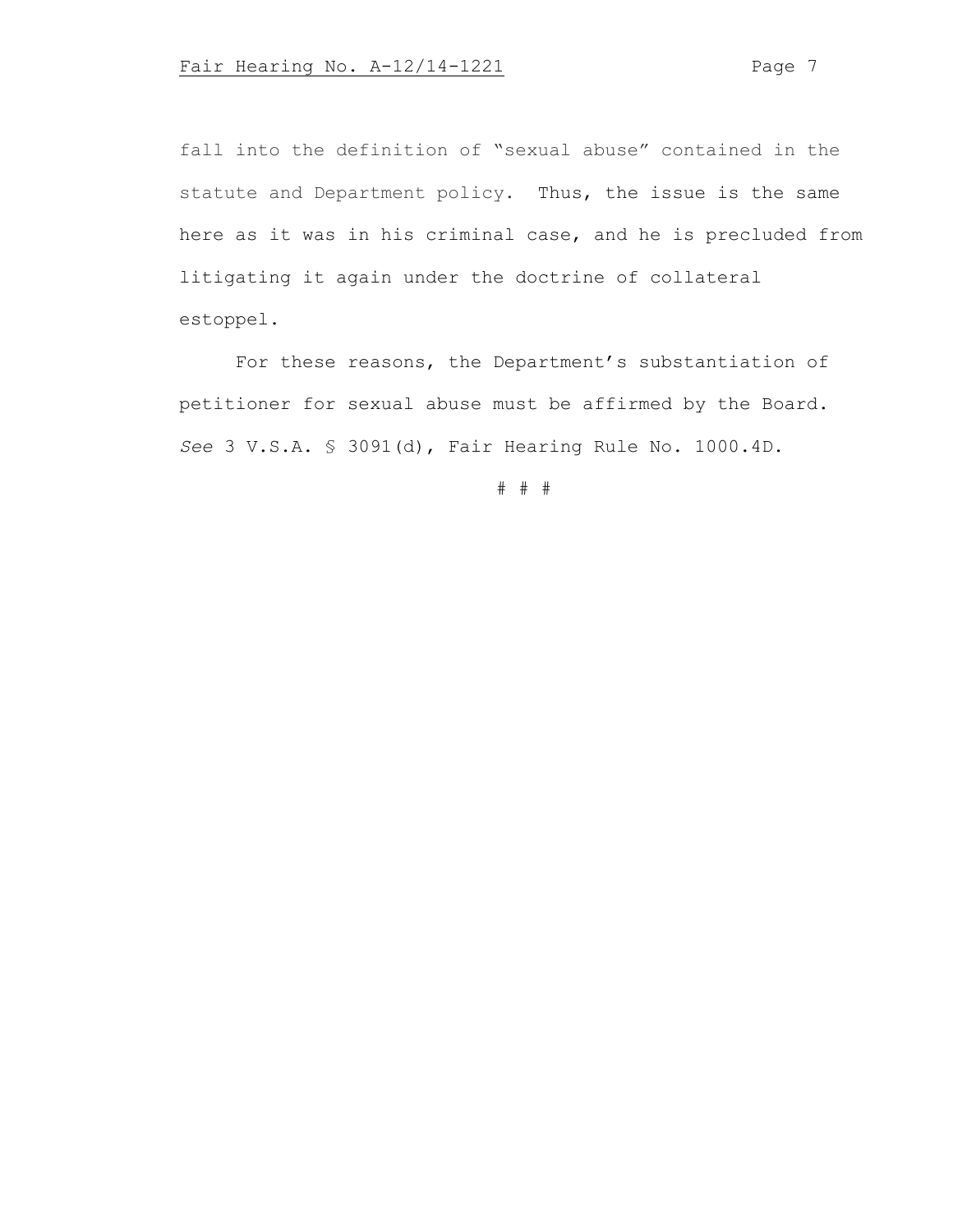fall into the definition of "sexual abuse" contained in the statute and Department policy. Thus, the issue is the same here as it was in his criminal case, and he is precluded from litigating it again under the doctrine of collateral estoppel.

For these reasons, the Department's substantiation of petitioner for sexual abuse must be affirmed by the Board. *See* 3 V.S.A. § 3091(d), Fair Hearing Rule No. 1000.4D.

# # #